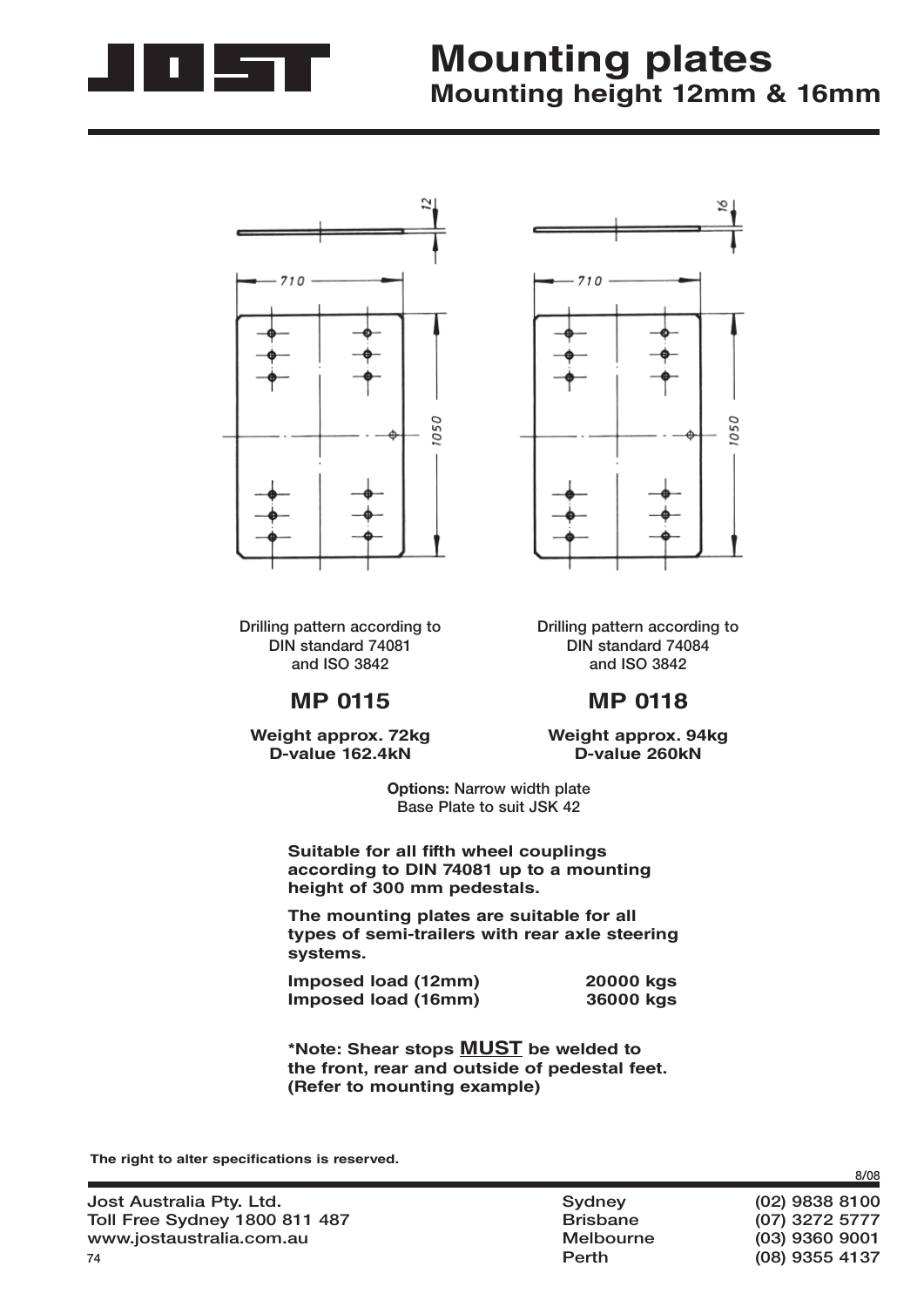# Mounting plates

## Mounting height 12mm & 16mm

Drilling pattern according to DIN standard 74081 and ISO 3842

### MP 0115

**Weight approx. 72kg**
**D-value 162.4kN**

Drilling pattern according to DIN standard 74084 and ISO 3842

### MP 0118

**Weight approx. 94kg**
**D-value 260kN**

**Options:** Narrow width plate
Base Plate to suit JSK 42

**Suitable for all fifth wheel couplings according to DIN 74081 up to a mounting height of 300 mm pedestals.**

**The mounting plates are suitable for all types of semi-trailers with rear axle steering systems.**

| | |
|---|---|
| **Imposed load (12mm)** | **20000 kgs** |
| **Imposed load (16mm)** | **36000 kgs** |

**\*Note: Shear stops <u>MUST</u> be welded to the front, rear and outside of pedestal feet. (Refer to mounting example)**

**The right to alter specifications is reserved.**

8/08

Jost Australia Pty. Ltd.
Toll Free Sydney 1800 811 487
www.jostaustralia.com.au

| | |
|---|---|
| Sydney | (02) 9838 8100 |
| Brisbane | (07) 3272 5777 |
| Melbourne | (03) 9360 9001 |
| Perth | (08) 9355 4137 |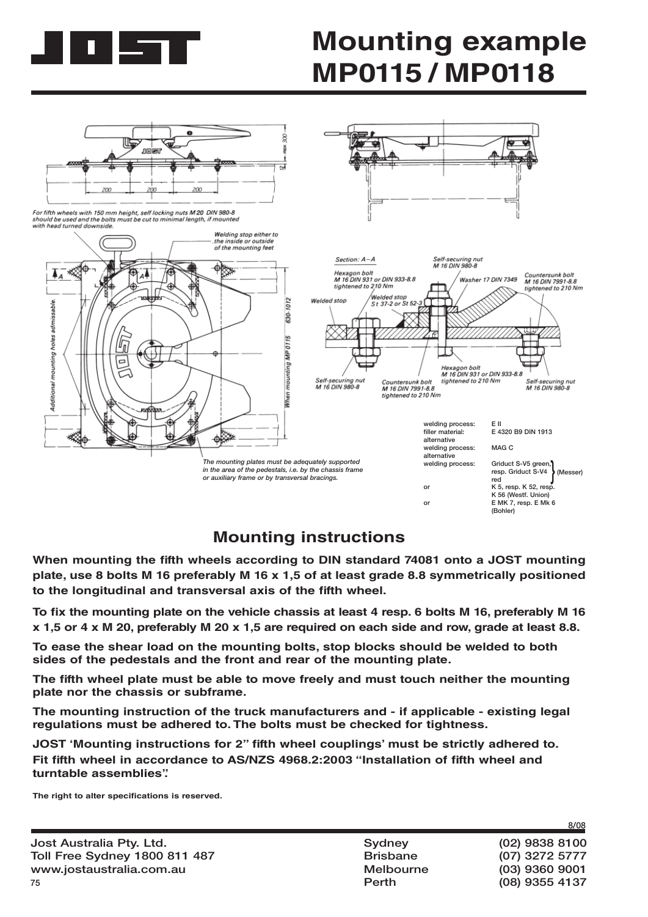# Mounting example MP0115 / MP0118

*For fifth wheels with 150 mm height, self locking nuts M 20 DIN 980-8 should be used and the bolts must be cut to minimal length, if mounted with head turned downside.*

*Welding stop either to the inside or outside of the mounting feet*

*Additional mounting holes admissable.*

*When mounting MP 0115*

630-1012

200 200 200

max. 300

12

*Section: A–A*

*Hexagon bolt M 16 DIN 931 or DIN 933-8.8 tightened to 210 Nm*

*Welded stop*

*Welded stop St 37-2 or St 52-3*

*Self-securing nut M 16 DIN 980-8*

*Washer 17 DIN 7349*

*Countersunk bolt M 16 DIN 7991-8.8 tightened to 210 Nm*

*Self-securing nut M 16 DIN 980-8*

*Countersunk bolt M 16 DIN 7991-8.8 tightened to 210 Nm*

*Hexagon bolt M 16 DIN 931 or DIN 933-8.8 tightened to 210 Nm*

*Self-securing nut M 16 DIN 980-8*

*The mounting plates must be adequately supported in the area of the pedestals, i.e. by the chassis frame or auxiliary frame or by transversal bracings.*

| | |
|---|---|
| welding process: | E II |
| filler material: | E 4320 B9 DIN 1913 |
| alternative welding process: | MAG C |
| alternative welding process: | Griduct S-V5 green, resp. Griduct S-V4 red (Messer) |
| or | K 5, resp. K 52, resp. K 56 (Westf. Union) |
| or | E MK 7, resp. E Mk 6 (Bohler) |

## Mounting instructions

**When mounting the fifth wheels according to DIN standard 74081 onto a JOST mounting plate, use 8 bolts M 16 preferably M 16 x 1,5 of at least grade 8.8 symmetrically positioned to the longitudinal and transversal axis of the fifth wheel.**

**To fix the mounting plate on the vehicle chassis at least 4 resp. 6 bolts M 16, preferably M 16 x 1,5 or 4 x M 20, preferably M 20 x 1,5 are required on each side and row, grade at least 8.8.**

**To ease the shear load on the mounting bolts, stop blocks should be welded to both sides of the pedestals and the front and rear of the mounting plate.**

**The fifth wheel plate must be able to move freely and must touch neither the mounting plate nor the chassis or subframe.**

**The mounting instruction of the truck manufacturers and - if applicable - existing legal regulations must be adhered to. The bolts must be checked for tightness.**

**JOST 'Mounting instructions for 2" fifth wheel couplings' must be strictly adhered to.**
**Fit fifth wheel in accordance to AS/NZS 4968.2:2003 "Installation of fifth wheel and turntable assemblies".**

**The right to alter specifications is reserved.**

8/08

Jost Australia Pty. Ltd.
Toll Free Sydney 1800 811 487
www.jostaustralia.com.au

| | |
|---|---|
| Sydney | (02) 9838 8100 |
| Brisbane | (07) 3272 5777 |
| Melbourne | (03) 9360 9001 |
| Perth | (08) 9355 4137 |